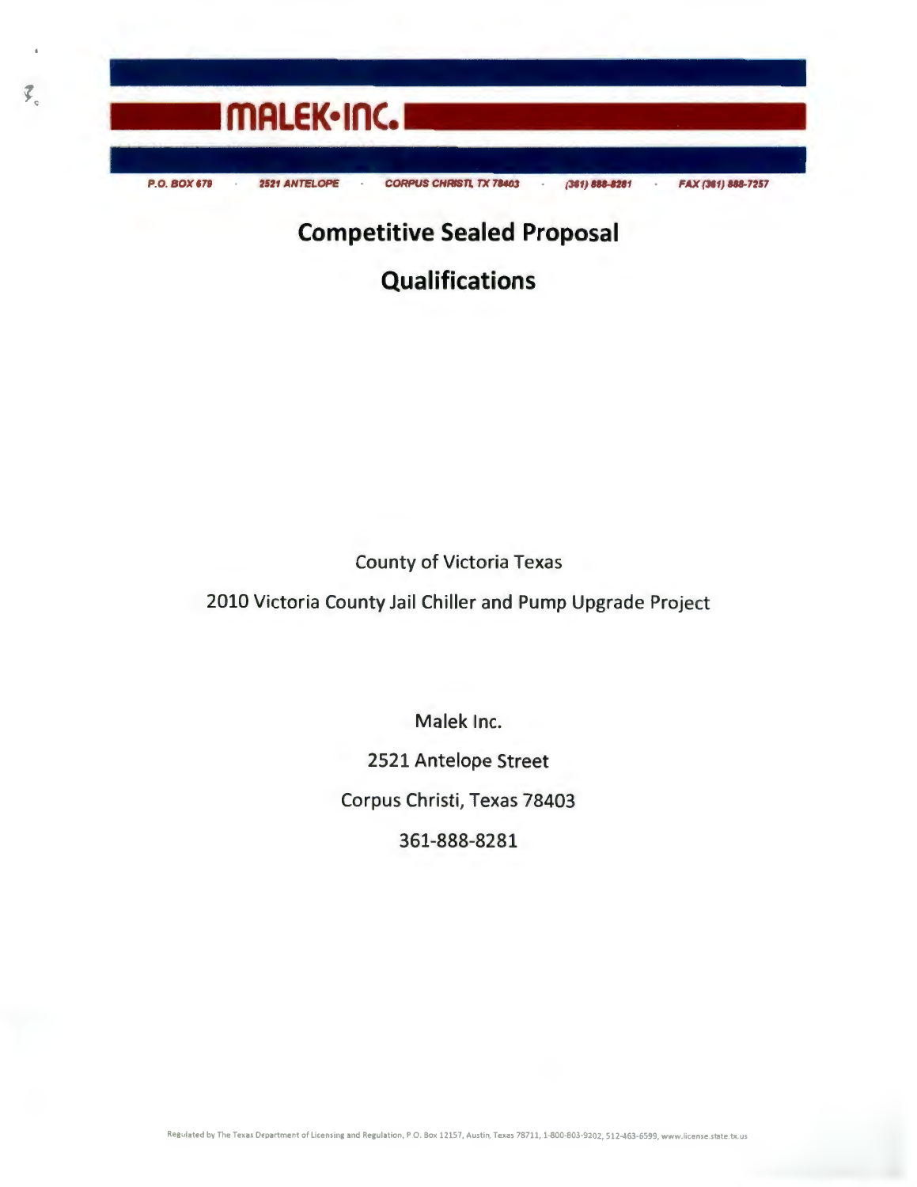**MALEK•INC.**

P.O. BOX 679 · 2521 ANTELOPE · CORPUS CHRISTI, TX 78403 · (361) 888-8281 · FAX (361) 888-7257

# Competitive Sealed Proposal

# Qualifications

County of Victoria Texas

2010 Victoria County Jail Chiller and Pump Upgrade Project

Malek Inc.

2521 Antelope Street

Corpus Christi, Texas 78403

361-888-8281

Regulated by The Texas Department of Licensing and Regulation, P.O. Box 12157, Austin, Texas 78711, 1-800-803-9202, 512-463-6599, www.license.state.tx.us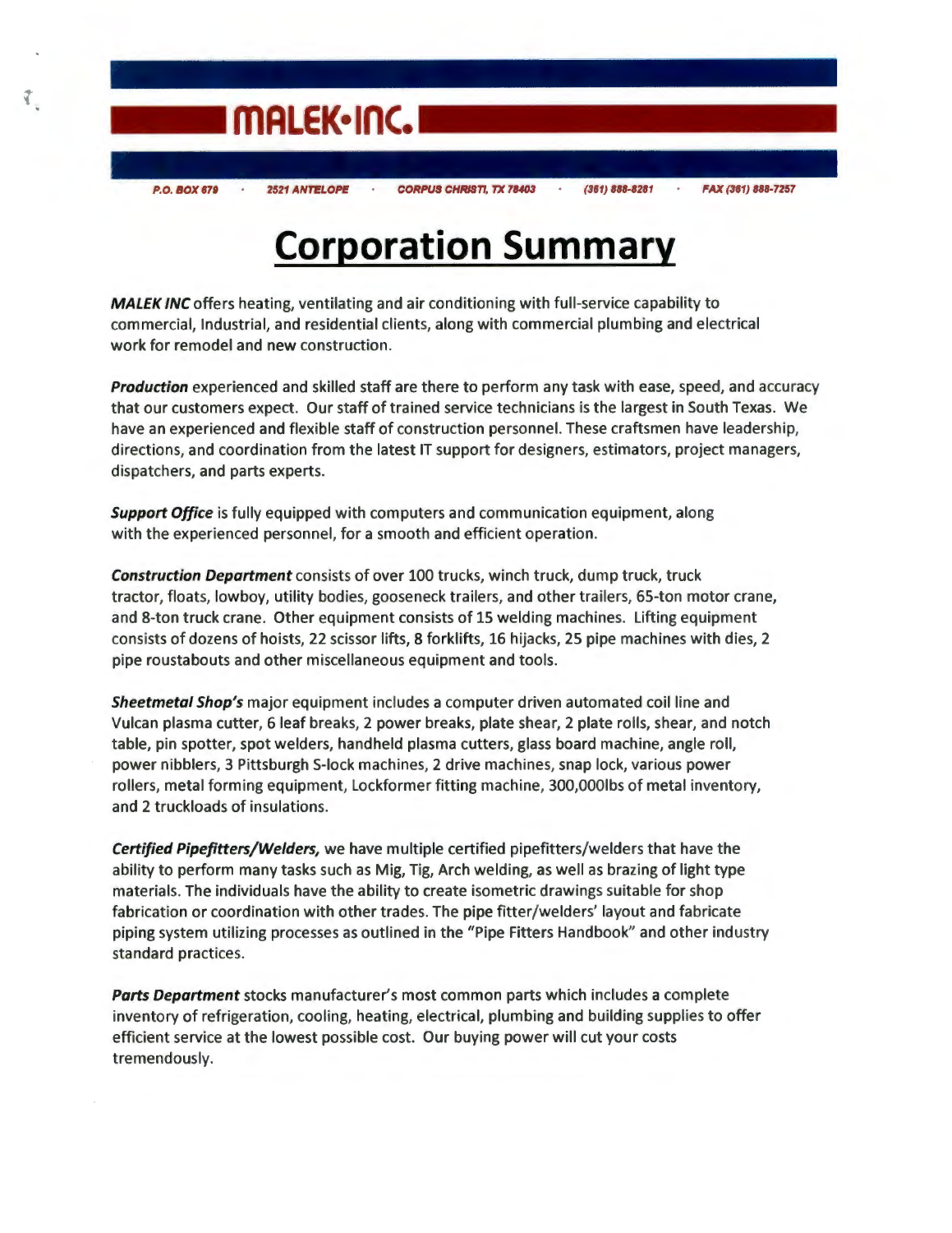# MALEK•INC.

P.O. BOX 679 · 2521 ANTELOPE · CORPUS CHRISTI, TX 78403 · (361) 888-8281 · FAX (361) 888-7257

# Corporation Summary

***MALEK INC*** offers heating, ventilating and air conditioning with full-service capability to commercial, Industrial, and residential clients, along with commercial plumbing and electrical work for remodel and new construction.

***Production*** experienced and skilled staff are there to perform any task with ease, speed, and accuracy that our customers expect. Our staff of trained service technicians is the largest in South Texas. We have an experienced and flexible staff of construction personnel. These craftsmen have leadership, directions, and coordination from the latest IT support for designers, estimators, project managers, dispatchers, and parts experts.

***Support Office*** is fully equipped with computers and communication equipment, along with the experienced personnel, for a smooth and efficient operation.

***Construction Department*** consists of over 100 trucks, winch truck, dump truck, truck tractor, floats, lowboy, utility bodies, gooseneck trailers, and other trailers, 65-ton motor crane, and 8-ton truck crane. Other equipment consists of 15 welding machines. Lifting equipment consists of dozens of hoists, 22 scissor lifts, 8 forklifts, 16 hijacks, 25 pipe machines with dies, 2 pipe roustabouts and other miscellaneous equipment and tools.

***Sheetmetal Shop's*** major equipment includes a computer driven automated coil line and Vulcan plasma cutter, 6 leaf breaks, 2 power breaks, plate shear, 2 plate rolls, shear, and notch table, pin spotter, spot welders, handheld plasma cutters, glass board machine, angle roll, power nibblers, 3 Pittsburgh S-lock machines, 2 drive machines, snap lock, various power rollers, metal forming equipment, Lockformer fitting machine, 300,000lbs of metal inventory, and 2 truckloads of insulations.

***Certified Pipefitters/Welders,*** we have multiple certified pipefitters/welders that have the ability to perform many tasks such as Mig, Tig, Arch welding, as well as brazing of light type materials. The individuals have the ability to create isometric drawings suitable for shop fabrication or coordination with other trades. The pipe fitter/welders' layout and fabricate piping system utilizing processes as outlined in the "Pipe Fitters Handbook" and other industry standard practices.

***Parts Department*** stocks manufacturer's most common parts which includes a complete inventory of refrigeration, cooling, heating, electrical, plumbing and building supplies to offer efficient service at the lowest possible cost. Our buying power will cut your costs tremendously.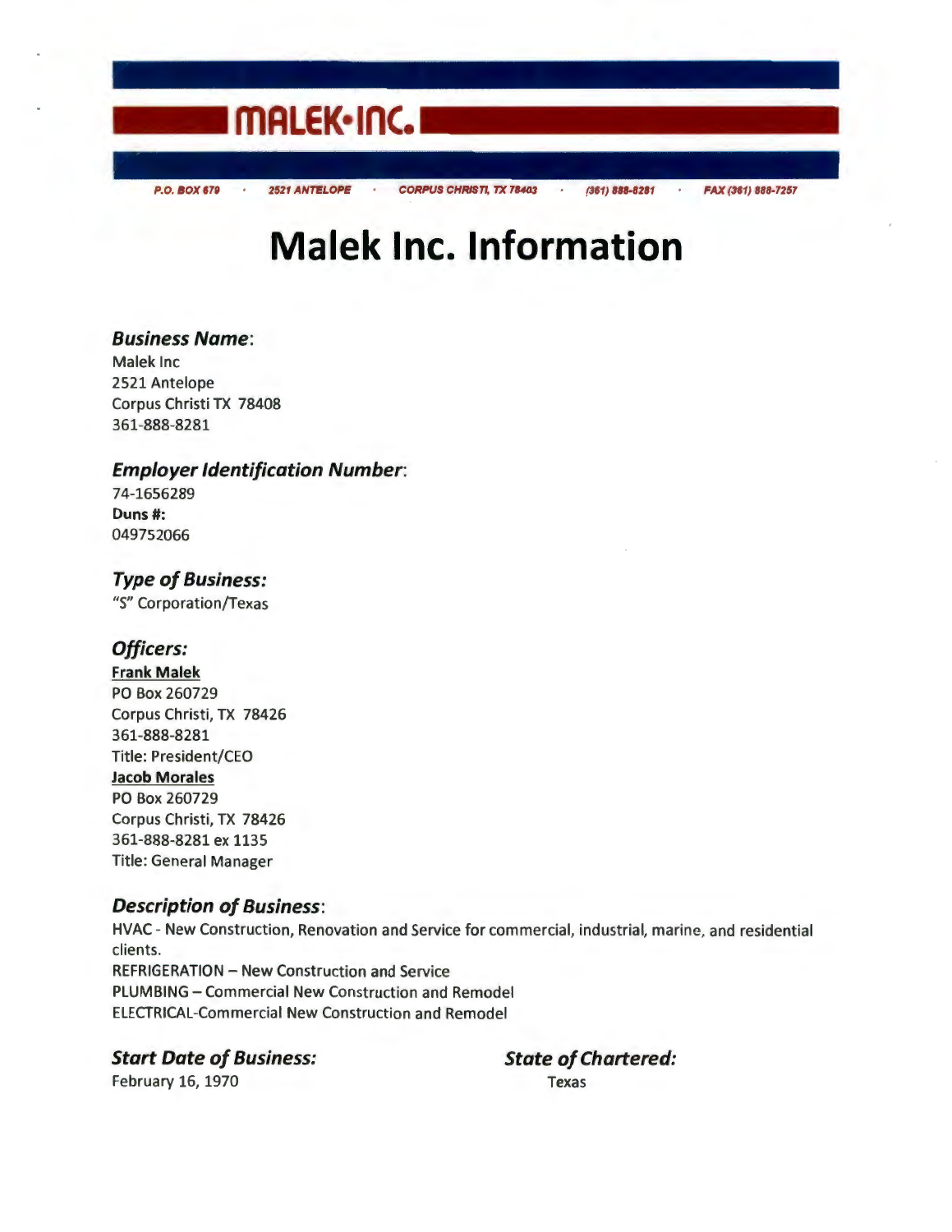# MALEK•INC.

P.O. BOX 679 · 2521 ANTELOPE · CORPUS CHRISTI, TX 78403 · (361) 888-8281 · FAX (361) 888-7257

# Malek Inc. Information

### *Business Name*:

Malek Inc
2521 Antelope
Corpus Christi TX 78408
361-888-8281

### *Employer Identification Number*:

74-1656289
**Duns #:**
049752066

### *Type of Business:*

"S" Corporation/Texas

### *Officers:*

**Frank Malek**
PO Box 260729
Corpus Christi, TX 78426
361-888-8281
Title: President/CEO

**Jacob Morales**
PO Box 260729
Corpus Christi, TX 78426
361-888-8281 ex 1135
Title: General Manager

### *Description of Business*:

HVAC - New Construction, Renovation and Service for commercial, industrial, marine, and residential clients.
REFRIGERATION – New Construction and Service
PLUMBING – Commercial New Construction and Remodel
ELECTRICAL-Commercial New Construction and Remodel

### *Start Date of Business:*

February 16, 1970

### *State of Chartered:*

Texas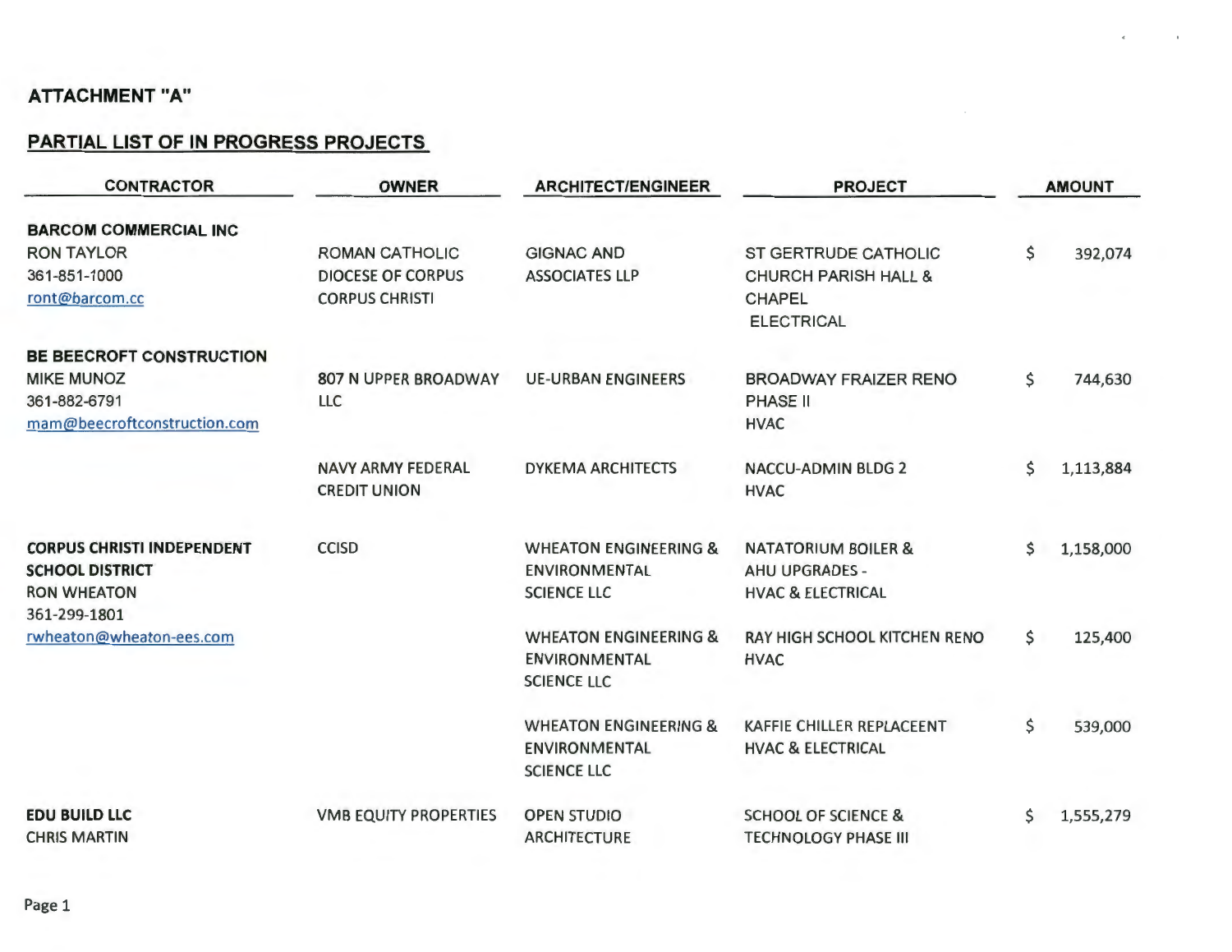**ATTACHMENT "A"**

**PARTIAL LIST OF IN PROGRESS PROJECTS**

| CONTRACTOR | OWNER | ARCHITECT/ENGINEER | PROJECT | AMOUNT |
|---|---|---|---|---|
| **BARCOM COMMERCIAL INC**<br>RON TAYLOR<br>361-851-1000<br>ront@barcom.cc | ROMAN CATHOLIC DIOCESE OF CORPUS CORPUS CHRISTI | GIGNAC AND ASSOCIATES LLP | ST GERTRUDE CATHOLIC CHURCH PARISH HALL & CHAPEL<br>ELECTRICAL | $ 392,074 |
| **BE BEECROFT CONSTRUCTION**<br>MIKE MUNOZ<br>361-882-6791<br>mam@beecroftconstruction.com | 807 N UPPER BROADWAY LLC | UE-URBAN ENGINEERS | BROADWAY FRAIZER RENO PHASE II<br>HVAC | $ 744,630 |
| | NAVY ARMY FEDERAL CREDIT UNION | DYKEMA ARCHITECTS | NACCU-ADMIN BLDG 2<br>HVAC | $ 1,113,884 |
| **CORPUS CHRISTI INDEPENDENT SCHOOL DISTRICT**<br>RON WHEATON<br>361-299-1801<br>rwheaton@wheaton-ees.com | CCISD | WHEATON ENGINEERING & ENVIRONMENTAL SCIENCE LLC | NATATORIUM BOILER & AHU UPGRADES -<br>HVAC & ELECTRICAL | $ 1,158,000 |
| | | WHEATON ENGINEERING & ENVIRONMENTAL SCIENCE LLC | RAY HIGH SCHOOL KITCHEN RENO<br>HVAC | $ 125,400 |
| | | WHEATON ENGINEERING & ENVIRONMENTAL SCIENCE LLC | KAFFIE CHILLER REPLACEENT<br>HVAC & ELECTRICAL | $ 539,000 |
| **EDU BUILD LLC**<br>CHRIS MARTIN | VMB EQUITY PROPERTIES | OPEN STUDIO ARCHITECTURE | SCHOOL OF SCIENCE & TECHNOLOGY PHASE III | $ 1,555,279 |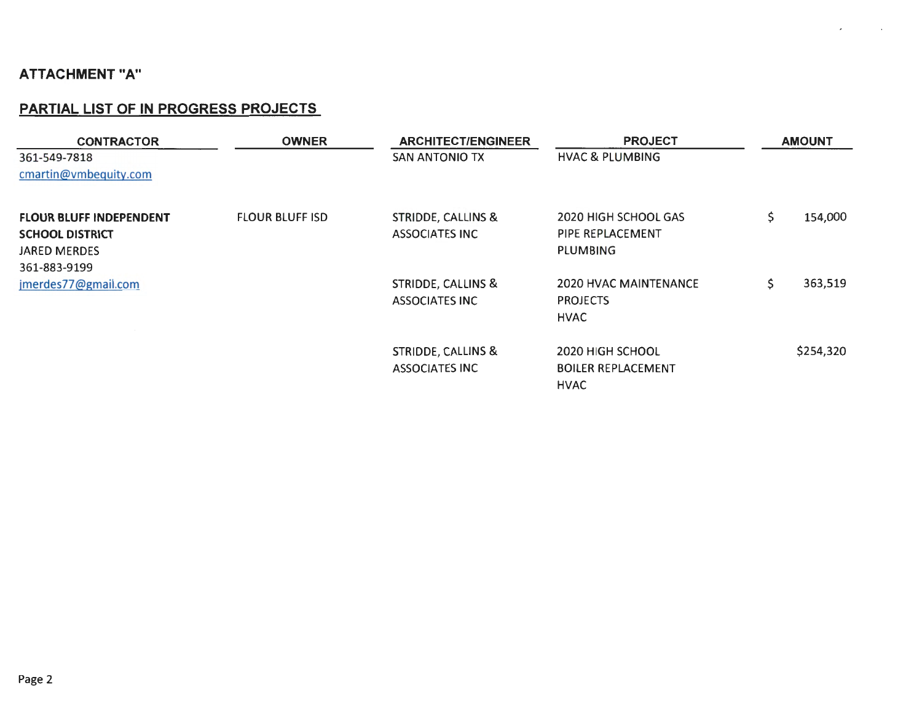**ATTACHMENT "A"**

## PARTIAL LIST OF IN PROGRESS PROJECTS

| CONTRACTOR | OWNER | ARCHITECT/ENGINEER | PROJECT | AMOUNT |
|---|---|---|---|---|
| 361-549-7818<br>cmartin@vmbequity.com | | SAN ANTONIO TX | HVAC & PLUMBING | |
| **FLOUR BLUFF INDEPENDENT SCHOOL DISTRICT**<br>JARED MERDES<br>361-883-9199<br>jmerdes77@gmail.com | FLOUR BLUFF ISD | STRIDDE, CALLINS & ASSOCIATES INC | 2020 HIGH SCHOOL GAS PIPE REPLACEMENT<br>PLUMBING | $ 154,000 |
| | | STRIDDE, CALLINS & ASSOCIATES INC | 2020 HVAC MAINTENANCE PROJECTS<br>HVAC | $ 363,519 |
| | | STRIDDE, CALLINS & ASSOCIATES INC | 2020 HIGH SCHOOL BOILER REPLACEMENT<br>HVAC | $254,320 |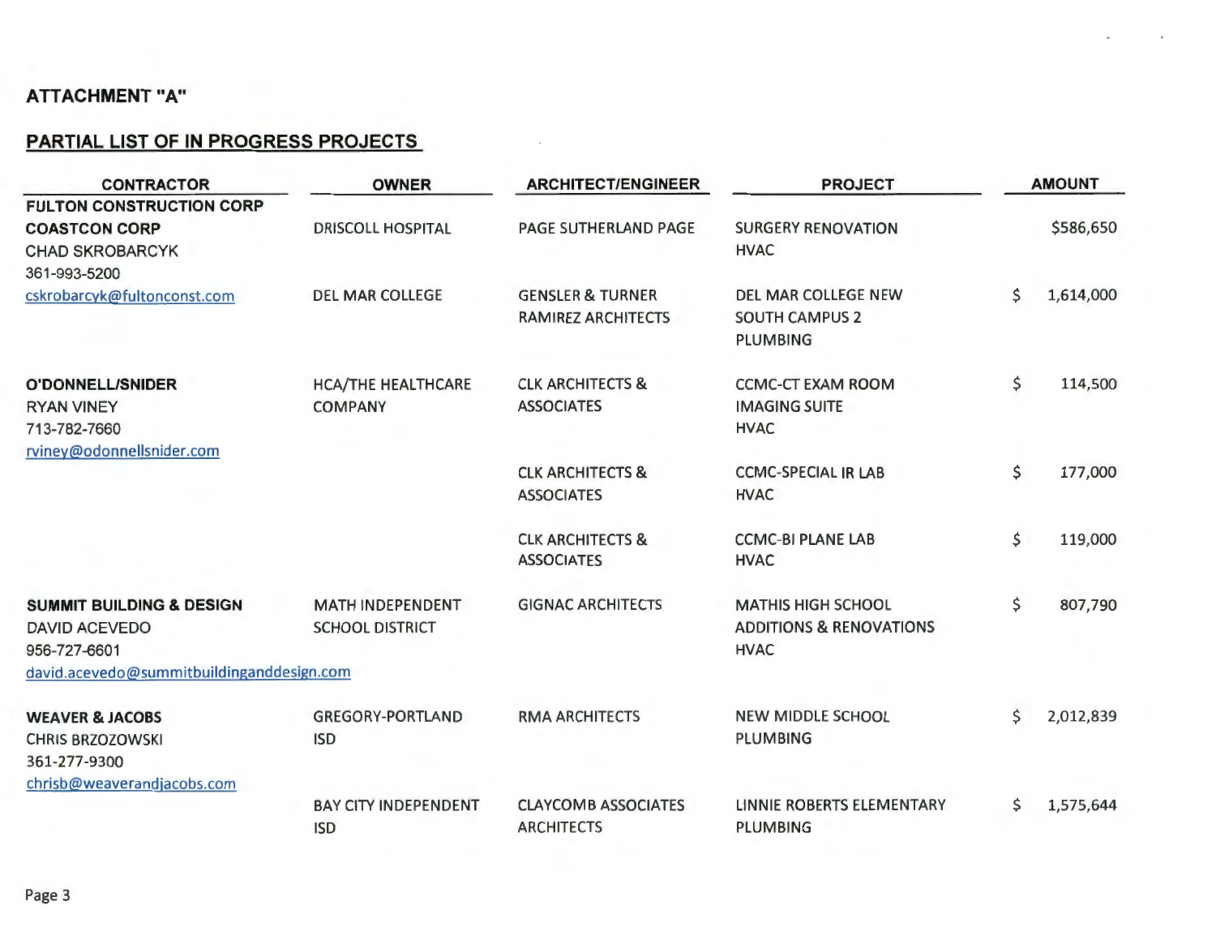**ATTACHMENT "A"**

**PARTIAL LIST OF IN PROGRESS PROJECTS**

| CONTRACTOR | OWNER | ARCHITECT/ENGINEER | PROJECT | AMOUNT |
| --- | --- | --- | --- | --- |
| **FULTON CONSTRUCTION CORP** **COASTCON CORP** CHAD SKROBARCYK 361-993-5200 cskrobarcyk@fultonconst.com | DRISCOLL HOSPITAL | PAGE SUTHERLAND PAGE | SURGERY RENOVATION HVAC | $586,650 |
| | DEL MAR COLLEGE | GENSLER & TURNER RAMIREZ ARCHITECTS | DEL MAR COLLEGE NEW SOUTH CAMPUS 2 PLUMBING | $ 1,614,000 |
| **O'DONNELL/SNIDER** RYAN VINEY 713-782-7660 rviney@odonnellsnider.com | HCA/THE HEALTHCARE COMPANY | CLK ARCHITECTS & ASSOCIATES | CCMC-CT EXAM ROOM IMAGING SUITE HVAC | $ 114,500 |
| | | CLK ARCHITECTS & ASSOCIATES | CCMC-SPECIAL IR LAB HVAC | $ 177,000 |
| | | CLK ARCHITECTS & ASSOCIATES | CCMC-BI PLANE LAB HVAC | $ 119,000 |
| **SUMMIT BUILDING & DESIGN** DAVID ACEVEDO 956-727-6601 david.acevedo@summitbuildinganddesign.com | MATH INDEPENDENT SCHOOL DISTRICT | GIGNAC ARCHITECTS | MATHIS HIGH SCHOOL ADDITIONS & RENOVATIONS HVAC | $ 807,790 |
| **WEAVER & JACOBS** CHRIS BRZOZOWSKI 361-277-9300 chrisb@weaverandjacobs.com | GREGORY-PORTLAND ISD | RMA ARCHITECTS | NEW MIDDLE SCHOOL PLUMBING | $ 2,012,839 |
| | BAY CITY INDEPENDENT ISD | CLAYCOMB ASSOCIATES ARCHITECTS | LINNIE ROBERTS ELEMENTARY PLUMBING | $ 1,575,644 |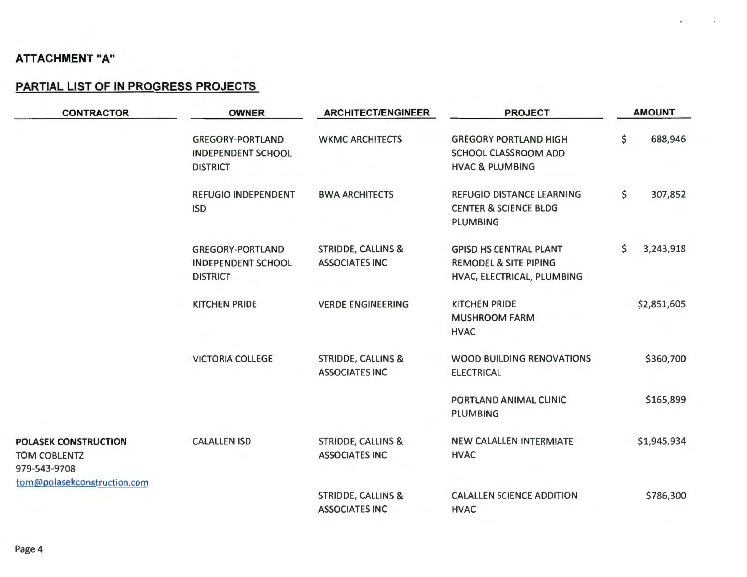**ATTACHMENT "A"**

**PARTIAL LIST OF IN PROGRESS PROJECTS**

| CONTRACTOR | OWNER | ARCHITECT/ENGINEER | PROJECT | AMOUNT |
|---|---|---|---|---|
| | GREGORY-PORTLAND INDEPENDENT SCHOOL DISTRICT | WKMC ARCHITECTS | GREGORY PORTLAND HIGH SCHOOL CLASSROOM ADD HVAC & PLUMBING | $ 688,946 |
| | REFUGIO INDEPENDENT ISD | BWA ARCHITECTS | REFUGIO DISTANCE LEARNING CENTER & SCIENCE BLDG PLUMBING | $ 307,852 |
| | GREGORY-PORTLAND INDEPENDENT SCHOOL DISTRICT | STRIDDE, CALLINS & ASSOCIATES INC | GPISD HS CENTRAL PLANT REMODEL & SITE PIPING HVAC, ELECTRICAL, PLUMBING | $ 3,243,918 |
| | KITCHEN PRIDE | VERDE ENGINEERING | KITCHEN PRIDE MUSHROOM FARM HVAC | $2,851,605 |
| | VICTORIA COLLEGE | STRIDDE, CALLINS & ASSOCIATES INC | WOOD BUILDING RENOVATIONS ELECTRICAL | $360,700 |
| | | | PORTLAND ANIMAL CLINIC PLUMBING | $165,899 |
| **POLASEK CONSTRUCTION** TOM COBLENTZ 979-543-9708 tom@polasekconstruction.com | CALALLEN ISD | STRIDDE, CALLINS & ASSOCIATES INC | NEW CALALLEN INTERMIATE HVAC | $1,945,934 |
| | | STRIDDE, CALLINS & ASSOCIATES INC | CALALLEN SCIENCE ADDITION HVAC | $786,300 |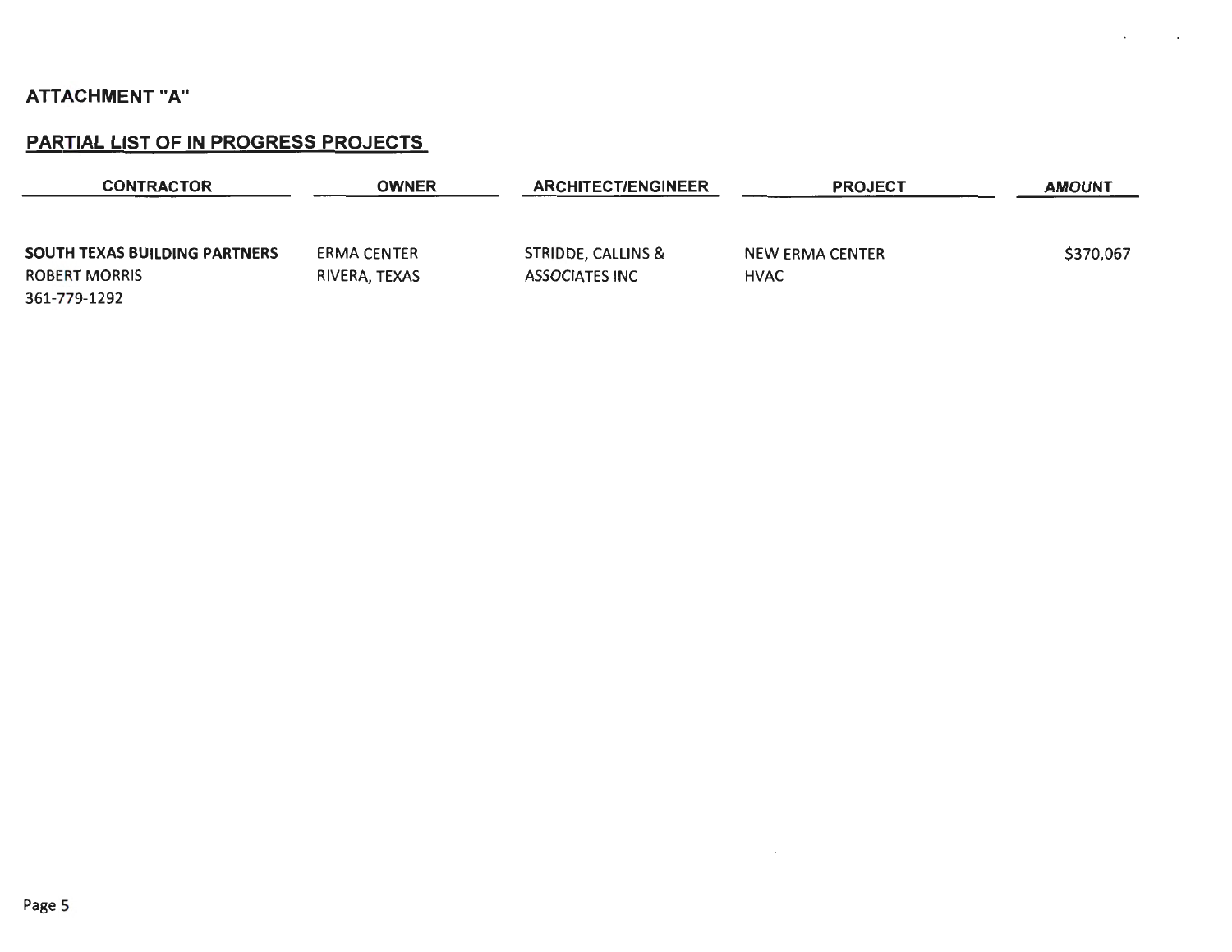**ATTACHMENT "A"**

**PARTIAL LIST OF IN PROGRESS PROJECTS**

| CONTRACTOR | OWNER | ARCHITECT/ENGINEER | PROJECT | AMOUNT |
|---|---|---|---|---|
| **SOUTH TEXAS BUILDING PARTNERS**<br>ROBERT MORRIS<br>361-779-1292 | ERMA CENTER<br>RIVERA, TEXAS | STRIDDE, CALLINS &<br>ASSOCIATES INC | NEW ERMA CENTER<br>HVAC | $370,067 |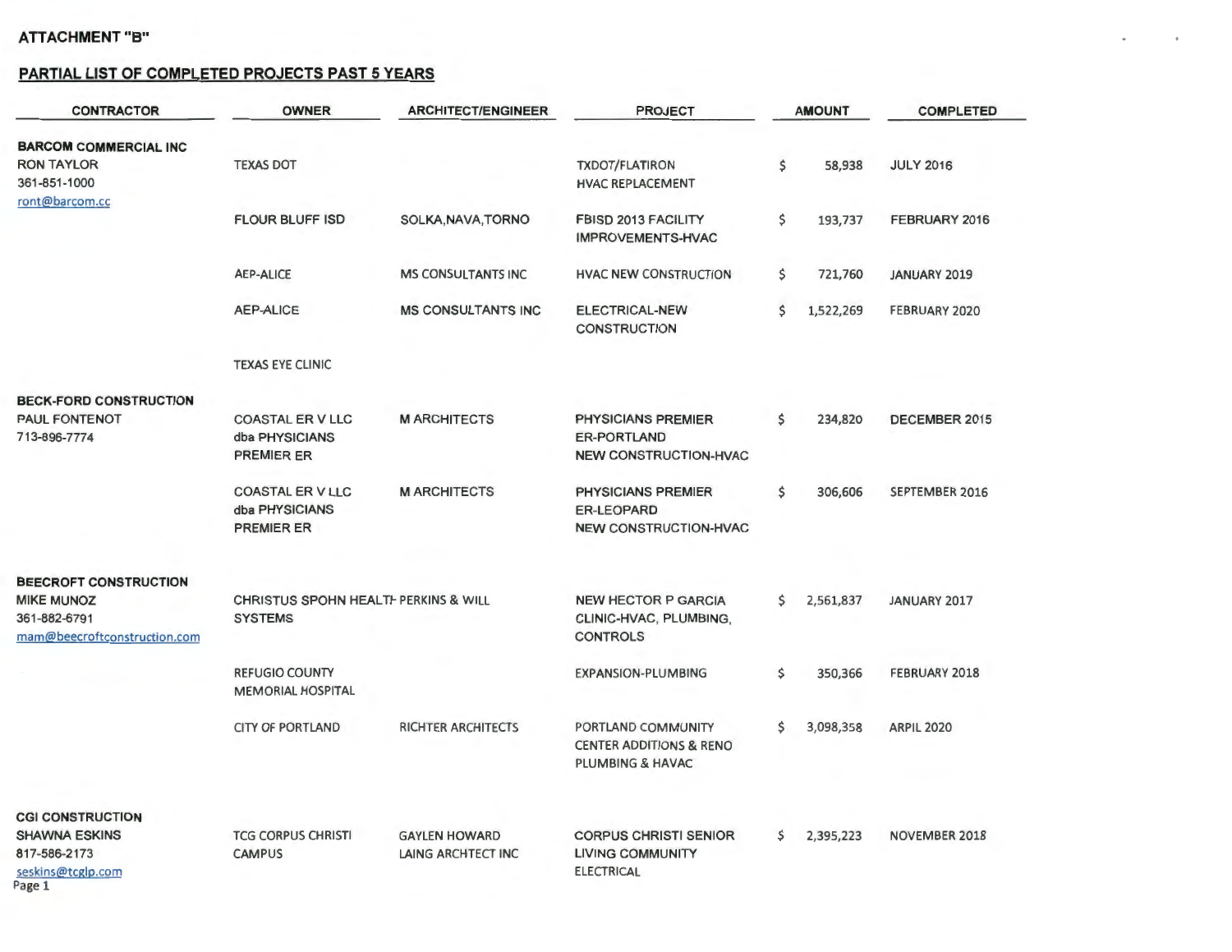**ATTACHMENT "B"**

**PARTIAL LIST OF COMPLETED PROJECTS PAST 5 YEARS**

| CONTRACTOR | OWNER | ARCHITECT/ENGINEER | PROJECT | AMOUNT | COMPLETED |
|---|---|---|---|---|---|
| **BARCOM COMMERCIAL INC**<br>RON TAYLOR<br>361-851-1000<br>ront@barcom.cc | TEXAS DOT | | TXDOT/FLATIRON HVAC REPLACEMENT | $ 58,938 | JULY 2016 |
| | FLOUR BLUFF ISD | SOLKA,NAVA,TORNO | FBISD 2013 FACILITY IMPROVEMENTS-HVAC | $ 193,737 | FEBRUARY 2016 |
| | AEP-ALICE | MS CONSULTANTS INC | HVAC NEW CONSTRUCTION | $ 721,760 | JANUARY 2019 |
| | AEP-ALICE | MS CONSULTANTS INC | ELECTRICAL-NEW CONSTRUCTION | $ 1,522,269 | FEBRUARY 2020 |
| | TEXAS EYE CLINIC | | | | |
| **BECK-FORD CONSTRUCTION**<br>PAUL FONTENOT<br>713-896-7774 | COASTAL ER V LLC dba PHYSICIANS PREMIER ER | M ARCHITECTS | PHYSICIANS PREMIER ER-PORTLAND NEW CONSTRUCTION-HVAC | $ 234,820 | DECEMBER 2015 |
| | COASTAL ER V LLC dba PHYSICIANS PREMIER ER | M ARCHITECTS | PHYSICIANS PREMIER ER-LEOPARD NEW CONSTRUCTION-HVAC | $ 306,606 | SEPTEMBER 2016 |
| **BEECROFT CONSTRUCTION**<br>MIKE MUNOZ<br>361-882-6791<br>mam@beecroftconstruction.com | CHRISTUS SPOHN HEALTH SYSTEMS | PERKINS & WILL | NEW HECTOR P GARCIA CLINIC-HVAC, PLUMBING, CONTROLS | $ 2,561,837 | JANUARY 2017 |
| | REFUGIO COUNTY MEMORIAL HOSPITAL | | EXPANSION-PLUMBING | $ 350,366 | FEBRUARY 2018 |
| | CITY OF PORTLAND | RICHTER ARCHITECTS | PORTLAND COMMUNITY CENTER ADDITIONS & RENO PLUMBING & HAVAC | $ 3,098,358 | ARPIL 2020 |
| **CGI CONSTRUCTION**<br>SHAWNA ESKINS<br>817-586-2173<br>seskins@tcglp.com | TCG CORPUS CHRISTI CAMPUS | GAYLEN HOWARD LAING ARCHTECT INC | CORPUS CHRISTI SENIOR LIVING COMMUNITY ELECTRICAL | $ 2,395,223 | NOVEMBER 2018 |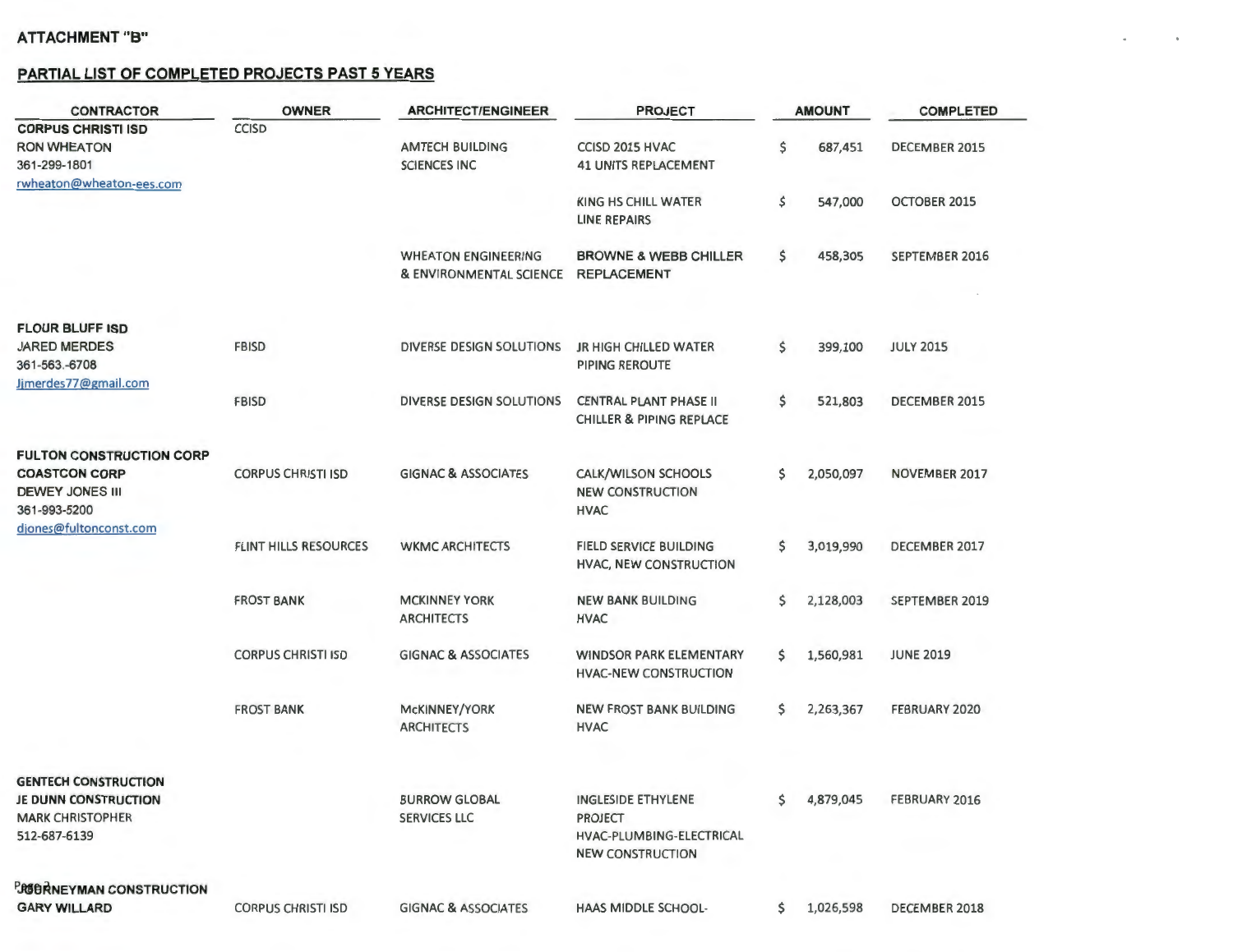**ATTACHMENT "B"**

**PARTIAL LIST OF COMPLETED PROJECTS PAST 5 YEARS**

| CONTRACTOR | OWNER | ARCHITECT/ENGINEER | PROJECT | AMOUNT | COMPLETED |
|---|---|---|---|---|---|
| **CORPUS CHRISTI ISD**<br>RON WHEATON<br>361-299-1801<br>rwheaton@wheaton-ees.com | CCISD | AMTECH BUILDING SCIENCES INC | CCISD 2015 HVAC 41 UNITS REPLACEMENT | $ 687,451 | DECEMBER 2015 |
| | | | KING HS CHILL WATER LINE REPAIRS | $ 547,000 | OCTOBER 2015 |
| | | WHEATON ENGINEERING & ENVIRONMENTAL SCIENCE | BROWNE & WEBB CHILLER REPLACEMENT | $ 458,305 | SEPTEMBER 2016 |
| **FLOUR BLUFF ISD**<br>JARED MERDES<br>361-563.-6708<br>Jjmerdes77@gmail.com | FBISD | DIVERSE DESIGN SOLUTIONS | JR HIGH CHILLED WATER PIPING REROUTE | $ 399,100 | JULY 2015 |
| | FBISD | DIVERSE DESIGN SOLUTIONS | CENTRAL PLANT PHASE II CHILLER & PIPING REPLACE | $ 521,803 | DECEMBER 2015 |
| **FULTON CONSTRUCTION CORP**<br>**COASTCON CORP**<br>DEWEY JONES III<br>361-993-5200<br>djones@fultonconst.com | CORPUS CHRISTI ISD | GIGNAC & ASSOCIATES | CALK/WILSON SCHOOLS NEW CONSTRUCTION HVAC | $ 2,050,097 | NOVEMBER 2017 |
| | FLINT HILLS RESOURCES | WKMC ARCHITECTS | FIELD SERVICE BUILDING HVAC, NEW CONSTRUCTION | $ 3,019,990 | DECEMBER 2017 |
| | FROST BANK | MCKINNEY YORK ARCHITECTS | NEW BANK BUILDING HVAC | $ 2,128,003 | SEPTEMBER 2019 |
| | CORPUS CHRISTI ISD | GIGNAC & ASSOCIATES | WINDSOR PARK ELEMENTARY HVAC-NEW CONSTRUCTION | $ 1,560,981 | JUNE 2019 |
| | FROST BANK | McKINNEY/YORK ARCHITECTS | NEW FROST BANK BUILDING HVAC | $ 2,263,367 | FEBRUARY 2020 |
| **GENTECH CONSTRUCTION**<br>**JE DUNN CONSTRUCTION**<br>MARK CHRISTOPHER<br>512-687-6139 | | BURROW GLOBAL SERVICES LLC | INGLESIDE ETHYLENE PROJECT HVAC-PLUMBING-ELECTRICAL NEW CONSTRUCTION | $ 4,879,045 | FEBRUARY 2016 |
| **JOURNEYMAN CONSTRUCTION**<br>**GARY WILLARD** | CORPUS CHRISTI ISD | GIGNAC & ASSOCIATES | HAAS MIDDLE SCHOOL- | $ 1,026,598 | DECEMBER 2018 |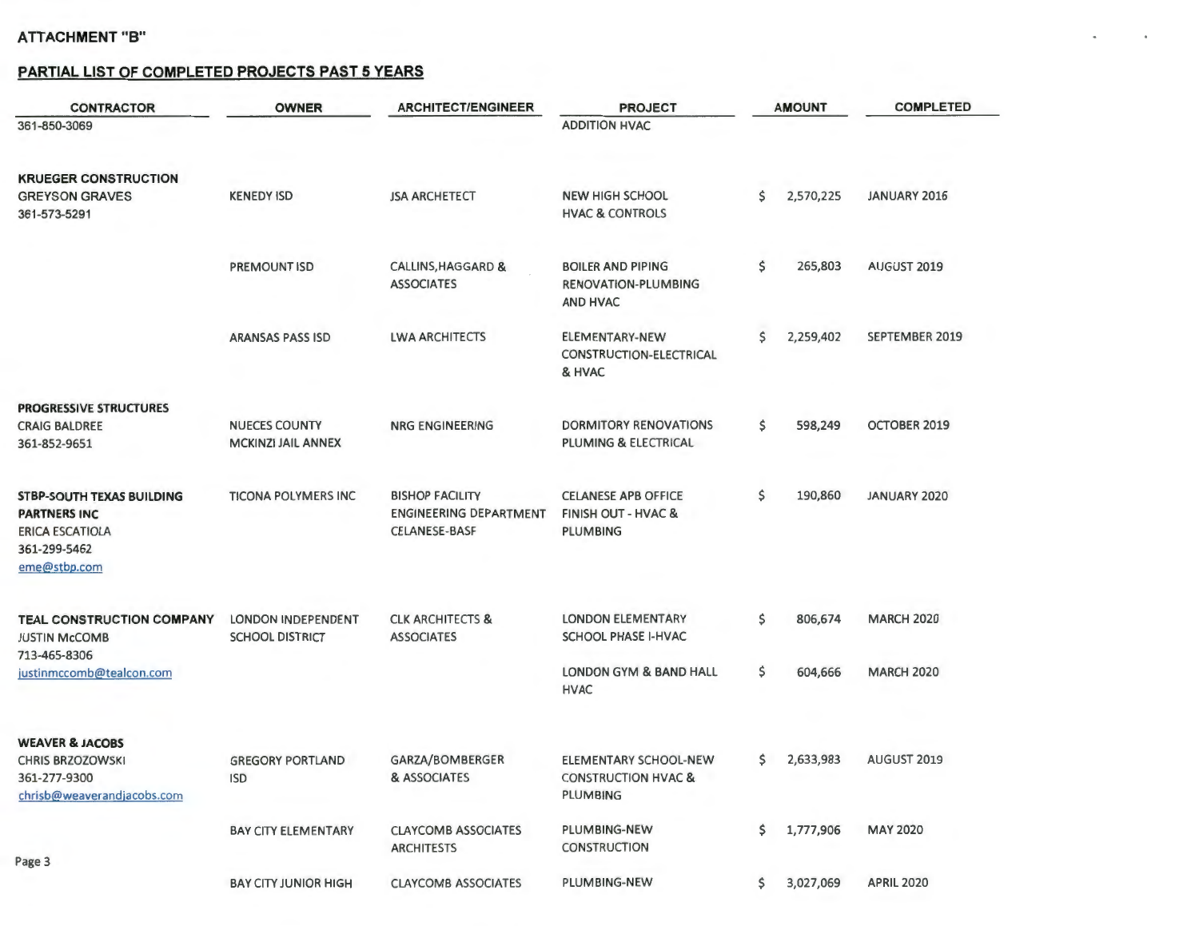**ATTACHMENT "B"**

**PARTIAL LIST OF COMPLETED PROJECTS PAST 5 YEARS**

| CONTRACTOR | OWNER | ARCHITECT/ENGINEER | PROJECT | AMOUNT | COMPLETED |
|---|---|---|---|---|---|
| 361-850-3069 | | | ADDITION HVAC | | |
| **KRUEGER CONSTRUCTION** GREYSON GRAVES 361-573-5291 | KENEDY ISD | JSA ARCHETECT | NEW HIGH SCHOOL HVAC & CONTROLS | $ 2,570,225 | JANUARY 2016 |
| | PREMOUNT ISD | CALLINS,HAGGARD & ASSOCIATES | BOILER AND PIPING RENOVATION-PLUMBING AND HVAC | $ 265,803 | AUGUST 2019 |
| | ARANSAS PASS ISD | LWA ARCHITECTS | ELEMENTARY-NEW CONSTRUCTION-ELECTRICAL & HVAC | $ 2,259,402 | SEPTEMBER 2019 |
| **PROGRESSIVE STRUCTURES** CRAIG BALDREE 361-852-9651 | NUECES COUNTY MCKINZI JAIL ANNEX | NRG ENGINEERING | DORMITORY RENOVATIONS PLUMING & ELECTRICAL | $ 598,249 | OCTOBER 2019 |
| **STBP-SOUTH TEXAS BUILDING PARTNERS INC** ERICA ESCATIOLA 361-299-5462 eme@stbp.com | TICONA POLYMERS INC | BISHOP FACILITY ENGINEERING DEPARTMENT CELANESE-BASF | CELANESE APB OFFICE FINISH OUT - HVAC & PLUMBING | $ 190,860 | JANUARY 2020 |
| **TEAL CONSTRUCTION COMPANY** JUSTIN McCOMB 713-465-8306 justinmccomb@tealcon.com | LONDON INDEPENDENT SCHOOL DISTRICT | CLK ARCHITECTS & ASSOCIATES | LONDON ELEMENTARY SCHOOL PHASE I-HVAC | $ 806,674 | MARCH 2020 |
| | | | LONDON GYM & BAND HALL HVAC | $ 604,666 | MARCH 2020 |
| **WEAVER & JACOBS** CHRIS BRZOZOWSKI 361-277-9300 chrisb@weaverandjacobs.com | GREGORY PORTLAND ISD | GARZA/BOMBERGER & ASSOCIATES | ELEMENTARY SCHOOL-NEW CONSTRUCTION HVAC & PLUMBING | $ 2,633,983 | AUGUST 2019 |
| | BAY CITY ELEMENTARY | CLAYCOMB ASSOCIATES ARCHITESTS | PLUMBING-NEW CONSTRUCTION | $ 1,777,906 | MAY 2020 |
| | BAY CITY JUNIOR HIGH | CLAYCOMB ASSOCIATES | PLUMBING-NEW | $ 3,027,069 | APRIL 2020 |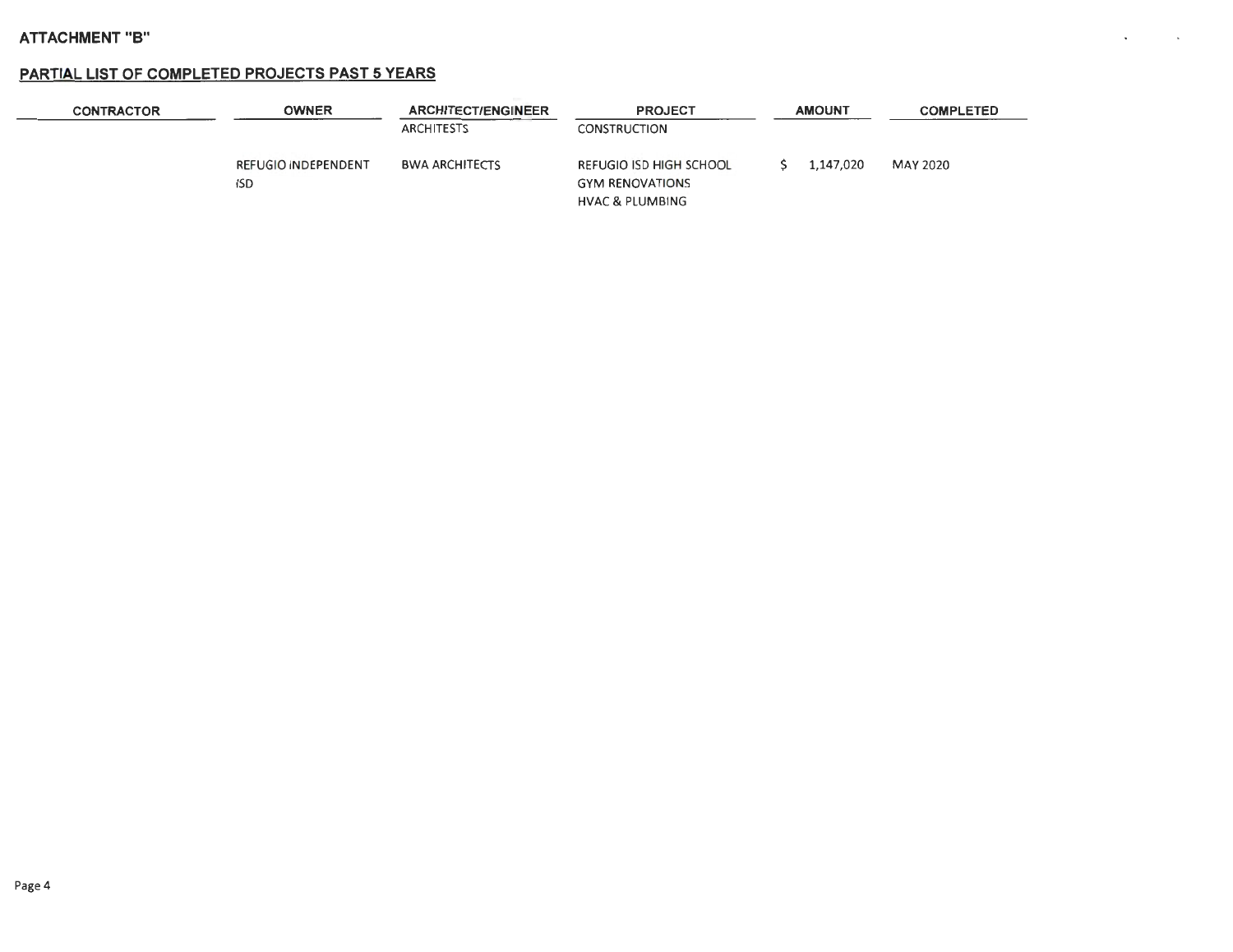**ATTACHMENT "B"**

**PARTIAL LIST OF COMPLETED PROJECTS PAST 5 YEARS**

| CONTRACTOR | OWNER | ARCHITECT/ENGINEER | PROJECT | AMOUNT | COMPLETED |
|---|---|---|---|---|---|
| | | ARCHITESTS | CONSTRUCTION | | |
| | REFUGIO INDEPENDENT ISD | BWA ARCHITECTS | REFUGIO ISD HIGH SCHOOL GYM RENOVATIONS HVAC & PLUMBING | $ 1,147,020 | MAY 2020 |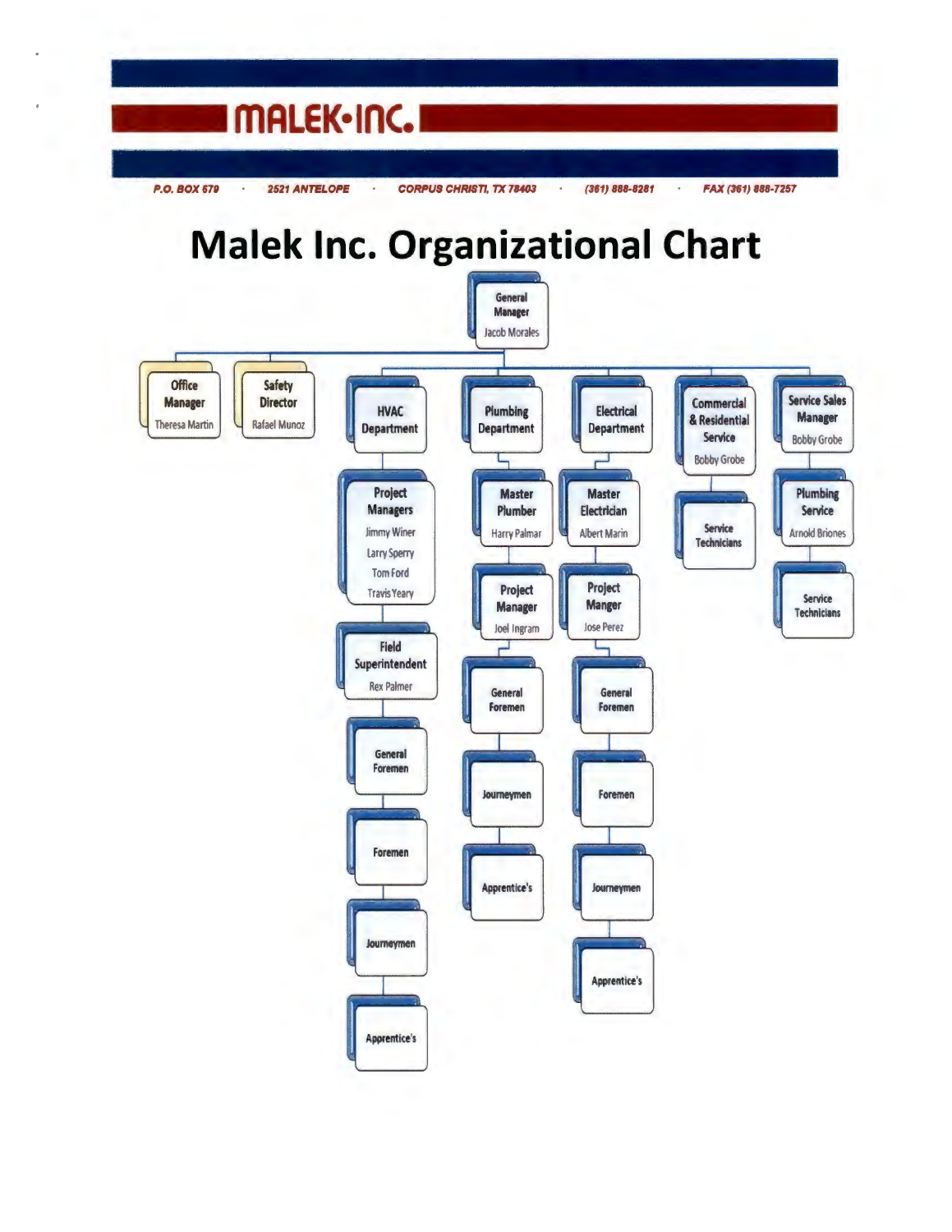# MALEK•INC.

P.O. BOX 679 · 2521 ANTELOPE · CORPUS CHRISTI, TX 78403 · (361) 888-8281 · FAX (361) 888-7257

# Malek Inc. Organizational Chart

- **General Manager** – Jacob Morales
  - **Office Manager** – Theresa Martin
  - **Safety Director** – Rafael Munoz
  - **HVAC Department**
    - **Project Managers** – Jimmy Winer, Larry Sperry, Tom Ford, Travis Yeary
      - **Field Superintendent** – Rex Palmer
        - **General Foremen**
          - **Foremen**
            - **Journeymen**
              - **Apprentice's**
  - **Plumbing Department**
    - **Master Plumber** – Harry Palmar
      - **Project Manager** – Joel Ingram
        - **General Foremen**
          - **Journeymen**
            - **Apprentice's**
  - **Electrical Department**
    - **Master Electrician** – Albert Marin
      - **Project Manger** – Jose Perez
        - **General Foremen**
          - **Foremen**
            - **Journeymen**
              - **Apprentice's**
  - **Commercial & Residential Service** – Bobby Grobe
    - **Service Technicians**
  - **Service Sales Manager** – Bobby Grobe
    - **Plumbing Service** – Arnold Briones
      - **Service Technicians**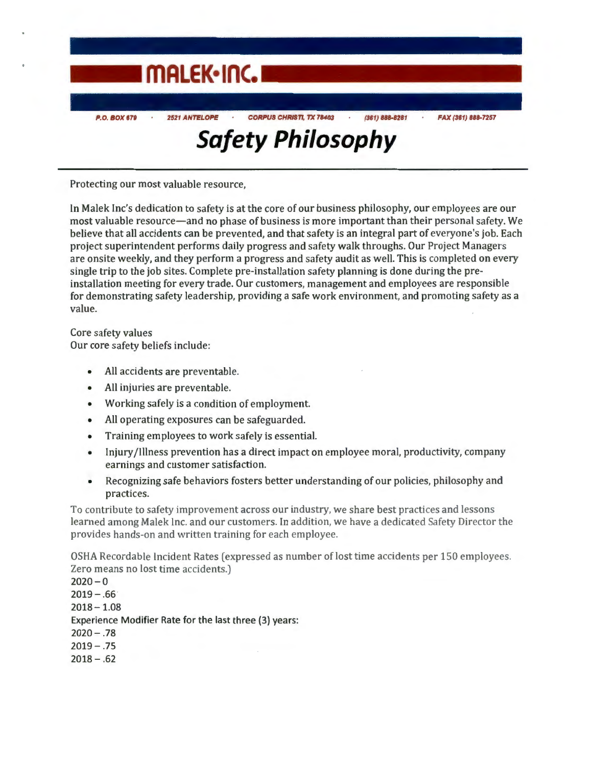# MALEK•INC.

P.O. BOX 679 · 2521 ANTELOPE · CORPUS CHRISTI, TX 78403 · (361) 888-8281 · FAX (361) 888-7257

# *Safety Philosophy*

Protecting our most valuable resource,

In Malek Inc's dedication to safety is at the core of our business philosophy, our employees are our most valuable resource—and no phase of business is more important than their personal safety. We believe that all accidents can be prevented, and that safety is an integral part of everyone's job. Each project superintendent performs daily progress and safety walk throughs. Our Project Managers are onsite weekly, and they perform a progress and safety audit as well. This is completed on every single trip to the job sites. Complete pre-installation safety planning is done during the pre-installation meeting for every trade. Our customers, management and employees are responsible for demonstrating safety leadership, providing a safe work environment, and promoting safety as a value.

Core safety values
Our core safety beliefs include:

- All accidents are preventable.
- All injuries are preventable.
- Working safely is a condition of employment.
- All operating exposures can be safeguarded.
- Training employees to work safely is essential.
- Injury/Illness prevention has a direct impact on employee moral, productivity, company earnings and customer satisfaction.
- Recognizing safe behaviors fosters better understanding of our policies, philosophy and practices.

To contribute to safety improvement across our industry, we share best practices and lessons learned among Malek Inc. and our customers. In addition, we have a dedicated Safety Director the provides hands-on and written training for each employee.

OSHA Recordable Incident Rates (expressed as number of lost time accidents per 150 employees. Zero means no lost time accidents.)
2020 – 0
2019 – .66
2018 – 1.08
**Experience Modifier Rate for the last three (3) years:**
2020 – .78
2019 – .75
2018 – .62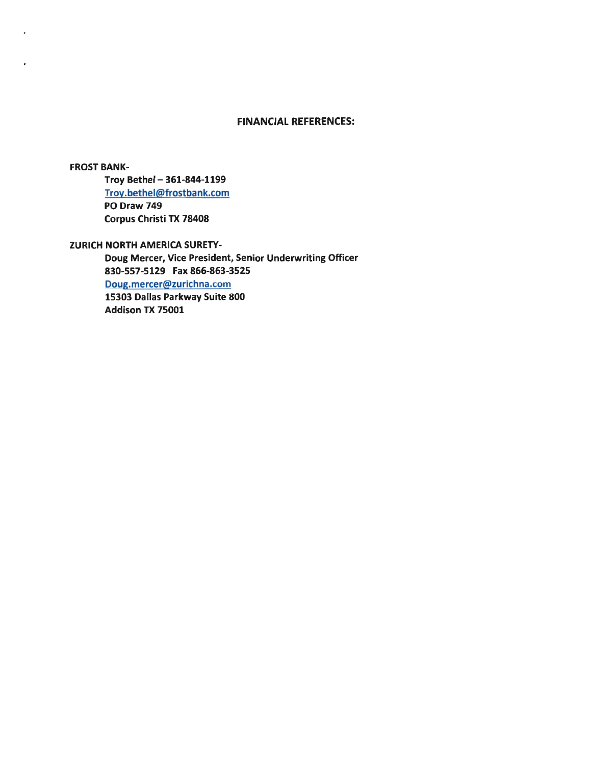## FINANCIAL REFERENCES:

**FROST BANK-**

**Troy Bethel – 361-844-1199**
**Troy.bethel@frostbank.com**
**PO Draw 749**
**Corpus Christi TX 78408**

**ZURICH NORTH AMERICA SURETY-**

**Doug Mercer, Vice President, Senior Underwriting Officer**
**830-557-5129 Fax 866-863-3525**
**Doug.mercer@zurichna.com**
**15303 Dallas Parkway Suite 800**
**Addison TX 75001**